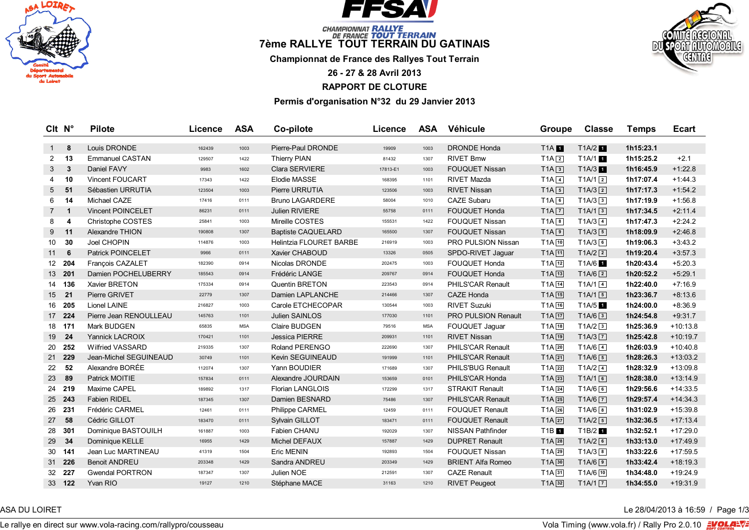# 7ème RALLYE TOUT TERRAIN DU GATINAIS

**Championnat de France des Rallyes Tout Terrain**

**26 - 27 & 28 Avril 2013**

**RAPPORT DE CLOTURE**

**Permis d'organisation N°32 du 29 Janvier 2013**

| Clt | N° | Pilote | Licence | ASA | Co-pilote | Licence | ASA | Véhicule | Groupe | Classe | Temps | Ecart |
|---|---|---|---|---|---|---|---|---|---|---|---|---|
| 1 | **8** | Louis DRONDE | 162439 | 1003 | Pierre-Paul DRONDE | 19909 | 1003 | DRONDE Honda | T1A 1 | T1A/2 1 | **1h15:23.1** | |
| 2 | **13** | Emmanuel CASTAN | 129507 | 1422 | Thierry PIAN | 81432 | 1307 | RIVET Bmw | T1A 2 | T1A/1 1 | **1h15:25.2** | +2.1 |
| 3 | **3** | Daniel FAVY | 9983 | 1602 | Clara SERVIERE | 17813-E1 | 1003 | FOUQUET Nissan | T1A 3 | T1A/3 1 | **1h16:45.9** | +1:22.8 |
| 4 | **10** | Vincent FOUCART | 17343 | 1422 | Elodie MASSE | 168395 | 1101 | RIVET Mazda | T1A 4 | T1A/1 2 | **1h17:07.4** | +1:44.3 |
| 5 | **51** | Sébastien URRUTIA | 123504 | 1003 | Pierre URRUTIA | 123506 | 1003 | RIVET Nissan | T1A 5 | T1A/3 2 | **1h17:17.3** | +1:54.2 |
| 6 | **14** | Michael CAZE | 17416 | 0111 | Bruno LAGARDERE | 58004 | 1010 | CAZE Subaru | T1A 6 | T1A/3 3 | **1h17:19.9** | +1:56.8 |
| 7 | **1** | Vincent POINCELET | 86231 | 0111 | Julien RIVIERE | 55758 | 0111 | FOUQUET Honda | T1A 7 | T1A/1 3 | **1h17:34.5** | +2:11.4 |
| 8 | **4** | Christophe COSTES | 25841 | 1003 | Mireille COSTES | 155531 | 1422 | FOUQUET Nissan | T1A 8 | T1A/3 4 | **1h17:47.3** | +2:24.2 |
| 9 | **11** | Alexandre THION | 190808 | 1307 | Baptiste CAQUELARD | 165500 | 1307 | FOUQUET Nissan | T1A 9 | T1A/3 5 | **1h18:09.9** | +2:46.8 |
| 10 | **30** | Joel CHOPIN | 114876 | 1003 | Helintzia FLOURET BARBE | 216919 | 1003 | PRO PULSION Nissan | T1A 10 | T1A/3 6 | **1h19:06.3** | +3:43.2 |
| 11 | **6** | Patrick POINCELET | 9966 | 0111 | Xavier CHABOUD | 13326 | 0505 | SPDO-RIVET Jaguar | T1A 11 | T1A/2 2 | **1h19:20.4** | +3:57.3 |
| 12 | **204** | François CAZALET | 182390 | 0914 | Nicolas DRONDE | 202475 | 1003 | FOUQUET Honda | T1A 12 | T1A/6 1 | **1h20:43.4** | +5:20.3 |
| 13 | **201** | Damien POCHELUBERRY | 185543 | 0914 | Frédéric LANGE | 209767 | 0914 | FOUQUET Honda | T1A 13 | T1A/6 2 | **1h20:52.2** | +5:29.1 |
| 14 | **136** | Xavier BRETON | 175334 | 0914 | Quentin BRETON | 223543 | 0914 | PHILS'CAR Renault | T1A 14 | T1A/1 4 | **1h22:40.0** | +7:16.9 |
| 15 | **21** | Pierre GRIVET | 22779 | 1307 | Damien LAPLANCHE | 214466 | 1307 | CAZE Honda | T1A 15 | T1A/1 5 | **1h23:36.7** | +8:13.6 |
| 16 | **205** | Lionel LAINE | 216827 | 1003 | Carole ETCHECOPAR | 130544 | 1003 | RIVET Suzuki | T1A 16 | T1A/5 1 | **1h24:00.0** | +8:36.9 |
| 17 | **224** | Pierre Jean RENOULLEAU | 145763 | 1101 | Julien SAINLOS | 177030 | 1101 | PRO PULSION Renault | T1A 17 | T1A/6 3 | **1h24:54.8** | +9:31.7 |
| 18 | **171** | Mark BUDGEN | 65835 | MSA | Claire BUDGEN | 79516 | MSA | FOUQUET Jaguar | T1A 18 | T1A/2 3 | **1h25:36.9** | +10:13.8 |
| 19 | **24** | Yannick LACROIX | 170421 | 1101 | Jessica PIERRE | 209931 | 1101 | RIVET Nissan | T1A 19 | T1A/3 7 | **1h25:42.8** | +10:19.7 |
| 20 | **252** | Wilfried VASSARD | 219335 | 1307 | Roland PERENGO | 222690 | 1307 | PHILS'CAR Renault | T1A 20 | T1A/6 4 | **1h26:03.9** | +10:40.8 |
| 21 | **229** | Jean-Michel SEGUINEAUD | 30749 | 1101 | Kevin SEGUINEAUD | 191999 | 1101 | PHILS'CAR Renault | T1A 21 | T1A/6 5 | **1h28:26.3** | +13:03.2 |
| 22 | **52** | Alexandre BORÉE | 112074 | 1307 | Yann BOUDIER | 171689 | 1307 | PHILS'BUG Renault | T1A 22 | T1A/2 4 | **1h28:32.9** | +13:09.8 |
| 23 | **89** | Patrick MOITIE | 157834 | 0111 | Alexandre JOURDAIN | 153659 | 0101 | PHILS'CAR Honda | T1A 23 | T1A/1 6 | **1h28:38.0** | +13:14.9 |
| 24 | **219** | Maxime CAPEL | 189892 | 1317 | Florian LANGLOIS | 172299 | 1317 | STRAKIT Renault | T1A 24 | T1A/6 6 | **1h29:56.6** | +14:33.5 |
| 25 | **243** | Fabien RIDEL | 187345 | 1307 | Damien BESNARD | 75486 | 1307 | PHILS'CAR Renault | T1A 25 | T1A/6 7 | **1h29:57.4** | +14:34.3 |
| 26 | **231** | Frédéric CARMEL | 12461 | 0111 | Philippe CARMEL | 12459 | 0111 | FOUQUET Renault | T1A 26 | T1A/6 8 | **1h31:02.9** | +15:39.8 |
| 27 | **58** | Cédric GILLOT | 183470 | 0111 | Sylvain GILLOT | 183471 | 0111 | FOUQUET Renault | T1A 27 | T1A/2 5 | **1h32:36.5** | +17:13.4 |
| 28 | **301** | Dominique BASTOUILH | 161887 | 1003 | Fabien CHANU | 192029 | 1307 | NISSAN Pathfinder | T1B 1 | T1B/2 1 | **1h32:52.1** | +17:29.0 |
| 29 | **34** | Dominique KELLE | 16955 | 1429 | Michel DEFAUX | 157887 | 1429 | DUPRET Renault | T1A 28 | T1A/2 6 | **1h33:13.0** | +17:49.9 |
| 30 | **141** | Jean Luc MARTINEAU | 41319 | 1504 | Eric MENIN | 192893 | 1504 | FOUQUET Nissan | T1A 29 | T1A/3 8 | **1h33:22.6** | +17:59.5 |
| 31 | **226** | Benoit ANDREU | 203348 | 1429 | Sandra ANDREU | 203349 | 1429 | BRIENT Alfa Romeo | T1A 30 | T1A/6 9 | **1h33:42.4** | +18:19.3 |
| 32 | **227** | Gwendal PORTRON | 187347 | 1307 | Julien NOE | 212591 | 1307 | CAZE Renault | T1A 31 | T1A/6 10 | **1h34:48.0** | +19:24.9 |
| 33 | **122** | Yvan RIO | 19127 | 1210 | Stéphane MACE | 31163 | 1210 | RIVET Peugeot | T1A 32 | T1A/1 7 | **1h34:55.0** | +19:31.9 |

ASA DU LOIRET — Le 28/04/2013 à 16:59

Le rallye en direct sur www.vola-racing.com/rallypro/cousseau — Vola Timing (www.vola.fr) / Rally Pro 2.0.10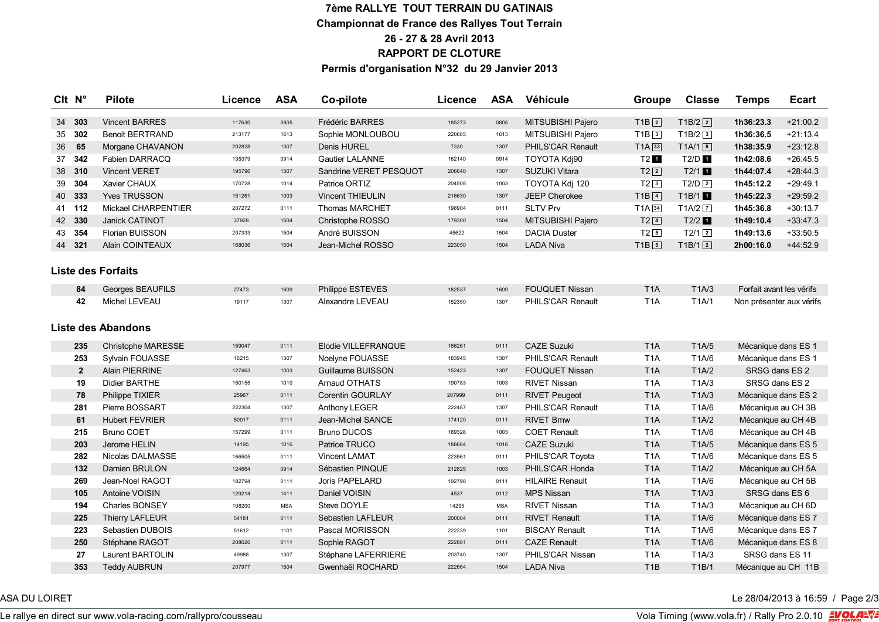# 7ème RALLYE TOUT TERRAIN DU GATINAIS

## Championnat de France des Rallyes Tout Terrain

## 26 - 27 & 28 Avril 2013

## RAPPORT DE CLOTURE

## Permis d'organisation N°32 du 29 Janvier 2013

| Clt | N° | Pilote | Licence | ASA | Co-pilote | Licence | ASA | Véhicule | Groupe | Classe | Temps | Ecart |
|---|---|---|---|---|---|---|---|---|---|---|---|---|
| 34 | 303 | Vincent BARRES | 117630 | 0805 | Frédéric BARRES | 185273 | 0805 | MITSUBISHI Pajero | T1B 2 | T1B/2 2 | 1h36:23.3 | +21:00.2 |
| 35 | 302 | Benoit BERTRAND | 213177 | 1613 | Sophie MONLOUBOU | 220685 | 1613 | MITSUBISHI Pajero | T1B 3 | T1B/2 3 | 1h36:36.5 | +21:13.4 |
| 36 | 65 | Morgane CHAVANON | 202828 | 1307 | Denis HUREL | 7330 | 1307 | PHILS'CAR Renault | T1A 33 | T1A/1 8 | 1h38:35.9 | +23:12.8 |
| 37 | 342 | Fabien DARRACQ | 135379 | 0914 | Gautier LALANNE | 162140 | 0914 | TOYOTA Kdj90 | T2 1 | T2/D 1 | 1h42:08.6 | +26:45.5 |
| 38 | 310 | Vincent VERET | 195796 | 1307 | Sandrine VERET PESQUOT | 206640 | 1307 | SUZUKI Vitara | T2 2 | T2/1 1 | 1h44:07.4 | +28:44.3 |
| 39 | 304 | Xavier CHAUX | 170728 | 1014 | Patrice ORTIZ | 204508 | 1003 | TOYOTA Kdj 120 | T2 3 | T2/D 2 | 1h45:12.2 | +29:49.1 |
| 40 | 333 | Yves TRUSSON | 151261 | 1003 | Vincent THIEULIN | 216630 | 1307 | JEEP Cherokee | T1B 4 | T1B/1 1 | 1h45:22.3 | +29:59.2 |
| 41 | 112 | Mickael CHARPENTIER | 207272 | 0111 | Thomas MARCHET | 198904 | 0111 | SLTV Prv | T1A 34 | T1A/2 7 | 1h45:36.8 | +30:13.7 |
| 42 | 330 | Janick CATINOT | 37928 | 1504 | Christophe ROSSO | 179300 | 1504 | MITSUBISHI Pajero | T2 4 | T2/2 1 | 1h49:10.4 | +33:47.3 |
| 43 | 354 | Florian BUISSON | 207333 | 1504 | André BUISSON | 45622 | 1504 | DACIA Duster | T2 5 | T2/1 2 | 1h49:13.6 | +33:50.5 |
| 44 | 321 | Alain COINTEAUX | 168036 | 1504 | Jean-Michel ROSSO | 223050 | 1504 | LADA Niva | T1B 5 | T1B/1 2 | 2h00:16.0 | +44:52.9 |

### Liste des Forfaits

| N° | Pilote | Licence | ASA | Co-pilote | Licence | ASA | Véhicule | Groupe | Classe | Motif |
|---|---|---|---|---|---|---|---|---|---|---|
| 84 | Georges BEAUFILS | 27473 | 1609 | Philippe ESTEVES | 182537 | 1609 | FOUQUET Nissan | T1A | T1A/3 | Forfait avant les vérifs |
| 42 | Michel LEVEAU | 19117 | 1307 | Alexandre LEVEAU | 152350 | 1307 | PHILS'CAR Renault | T1A | T1A/1 | Non présenter aux vérifs |

### Liste des Abandons

| N° | Pilote | Licence | ASA | Co-pilote | Licence | ASA | Véhicule | Groupe | Classe | Motif |
|---|---|---|---|---|---|---|---|---|---|---|
| 235 | Christophe MARESSE | 159047 | 0111 | Elodie VILLEFRANQUE | 166261 | 0111 | CAZE Suzuki | T1A | T1A/5 | Mécanique dans ES 1 |
| 253 | Sylvain FOUASSE | 16215 | 1307 | Noelyne FOUASSE | 183945 | 1307 | PHILS'CAR Renault | T1A | T1A/6 | Mécanique dans ES 1 |
| 2 | Alain PIERRINE | 127463 | 1003 | Guillaume BUISSON | 152423 | 1307 | FOUQUET Nissan | T1A | T1A/2 | SRSG dans ES 2 |
| 19 | Didier BARTHE | 150155 | 1010 | Arnaud OTHATS | 190783 | 1003 | RIVET Nissan | T1A | T1A/3 | SRSG dans ES 2 |
| 78 | Philippe TIXIER | 25967 | 0111 | Corentin GOURLAY | 207999 | 0111 | RIVET Peugeot | T1A | T1A/3 | Mécanique dans ES 2 |
| 281 | Pierre BOSSART | 222304 | 1307 | Anthony LEGER | 222487 | 1307 | PHILS'CAR Renault | T1A | T1A/6 | Mécanique au CH 3B |
| 61 | Hubert FEVRIER | 50017 | 0111 | Jean-Michel SANCE | 174120 | 0111 | RIVET Bmw | T1A | T1A/2 | Mécanique au CH 4B |
| 215 | Bruno COET | 157299 | 0111 | Bruno DUCOS | 189328 | 1003 | COET Renault | T1A | T1A/6 | Mécanique au CH 4B |
| 203 | Jerome HELIN | 14195 | 1016 | Patrice TRUCO | 188664 | 1016 | CAZE Suzuki | T1A | T1A/5 | Mécanique dans ES 5 |
| 282 | Nicolas DALMASSE | 166505 | 0111 | Vincent LAMAT | 223561 | 0111 | PHILS'CAR Toyota | T1A | T1A/6 | Mécanique dans ES 5 |
| 132 | Damien BRULON | 124664 | 0914 | Sébastien PINQUE | 212825 | 1003 | PHILS'CAR Honda | T1A | T1A/2 | Mécanique au CH 5A |
| 269 | Jean-Noel RAGOT | 182794 | 0111 | Joris PAPELARD | 192798 | 0111 | HILAIRE Renault | T1A | T1A/6 | Mécanique au CH 5B |
| 105 | Antoine VOISIN | 129214 | 1411 | Daniel VOISIN | 4537 | 0112 | MPS Nissan | T1A | T1A/3 | SRSG dans ES 6 |
| 194 | Charles BONSEY | 108200 | MSA | Steve DOYLE | 14295 | MSA | RIVET Nissan | T1A | T1A/3 | Mécanique au CH 6D |
| 225 | Thierry LAFLEUR | 54181 | 0111 | Sebastien LAFLEUR | 200004 | 0111 | RIVET Renault | T1A | T1A/6 | Mécanique dans ES 7 |
| 223 | Sebastien DUBOIS | 51612 | 1101 | Pascal MORISSON | 222239 | 1101 | BISCAY Renault | T1A | T1A/6 | Mécanique dans ES 7 |
| 250 | Stéphane RAGOT | 208626 | 0111 | Sophie RAGOT | 222881 | 0111 | CAZE Renault | T1A | T1A/6 | Mécanique dans ES 8 |
| 27 | Laurent BARTOLIN | 49988 | 1307 | Stéphane LAFERRIERE | 203740 | 1307 | PHILS'CAR Nissan | T1A | T1A/3 | SRSG dans ES 11 |
| 353 | Teddy AUBRUN | 207977 | 1504 | Gwenhaël ROCHARD | 222664 | 1504 | LADA Niva | T1B | T1B/1 | Mécanique au CH 11B |

ASA DU LOIRET — Le 28/04/2013 à 16:59

Le rallye en direct sur www.vola-racing.com/rallypro/cousseau — Vola Timing (www.vola.fr) / Rally Pro 2.0.10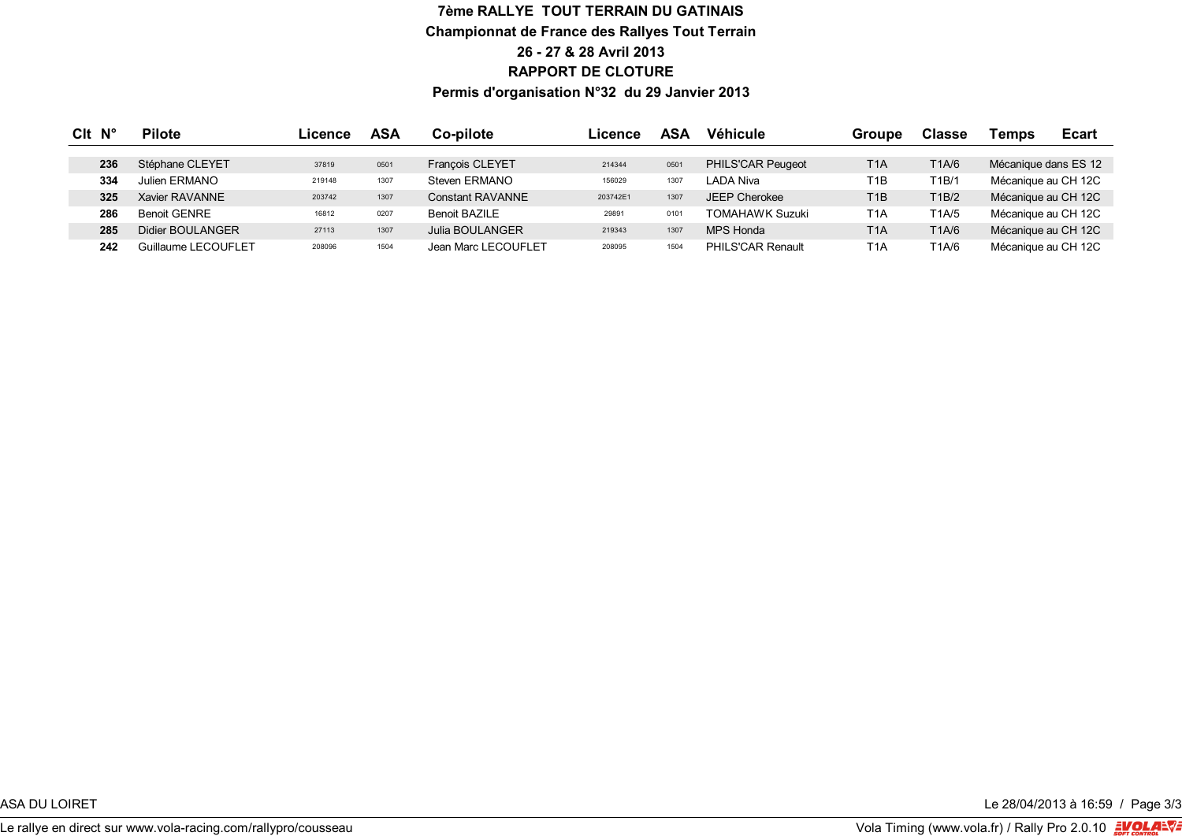**7ème RALLYE TOUT TERRAIN DU GATINAIS**

**Championnat de France des Rallyes Tout Terrain**

**26 - 27 & 28 Avril 2013**

**RAPPORT DE CLOTURE**

**Permis d'organisation N°32 du 29 Janvier 2013**

| Clt | N° | Pilote | Licence | ASA | Co-pilote | Licence | ASA | Véhicule | Groupe | Classe | Temps | Ecart |
|---|---|---|---|---|---|---|---|---|---|---|---|---|
| | 236 | Stéphane CLEYET | 37819 | 0501 | François CLEYET | 214344 | 0501 | PHILS'CAR Peugeot | T1A | T1A/6 | Mécanique dans ES 12 | |
| | 334 | Julien ERMANO | 219148 | 1307 | Steven ERMANO | 156029 | 1307 | LADA Niva | T1B | T1B/1 | Mécanique au CH 12C | |
| | 325 | Xavier RAVANNE | 203742 | 1307 | Constant RAVANNE | 203742E1 | 1307 | JEEP Cherokee | T1B | T1B/2 | Mécanique au CH 12C | |
| | 286 | Benoit GENRE | 16812 | 0207 | Benoit BAZILE | 29891 | 0101 | TOMAHAWK Suzuki | T1A | T1A/5 | Mécanique au CH 12C | |
| | 285 | Didier BOULANGER | 27113 | 1307 | Julia BOULANGER | 219343 | 1307 | MPS Honda | T1A | T1A/6 | Mécanique au CH 12C | |
| | 242 | Guillaume LECOUFLET | 208096 | 1504 | Jean Marc LECOUFLET | 208095 | 1504 | PHILS'CAR Renault | T1A | T1A/6 | Mécanique au CH 12C | |

ASA DU LOIRET

Le 28/04/2013 à 16:59

Le rallye en direct sur www.vola-racing.com/rallypro/cousseau

Vola Timing (www.vola.fr) / Rally Pro 2.0.10